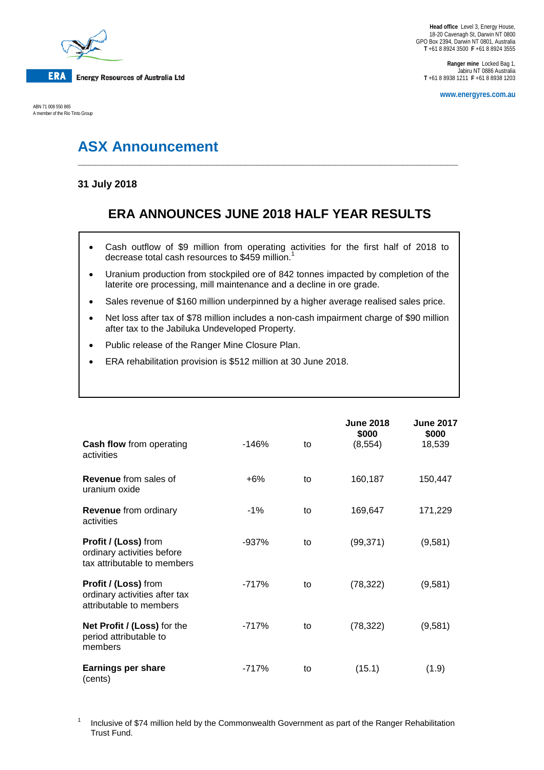Energy Resources of Australia Ltd

ABN 71 008 550 865
A member of the Rio Tinto Group

**Head office** Level 3, Energy House, 18-20 Cavenagh St, Darwin NT 0800
GPO Box 2394, Darwin NT 0801, Australia
**T** +61 8 8924 3500 **F** +61 8 8924 3555

**Ranger mine** Locked Bag 1, Jabiru NT 0886 Australia
**T** +61 8 8938 1211 **F** +61 8 8938 1203

**www.energyres.com.au**

# ASX Announcement

**31 July 2018**

## ERA ANNOUNCES JUNE 2018 HALF YEAR RESULTS

- Cash outflow of $9 million from operating activities for the first half of 2018 to decrease total cash resources to $459 million.[1]
- Uranium production from stockpiled ore of 842 tonnes impacted by completion of the laterite ore processing, mill maintenance and a decline in ore grade.
- Sales revenue of $160 million underpinned by a higher average realised sales price.
- Net loss after tax of $78 million includes a non-cash impairment charge of $90 million after tax to the Jabiluka Undeveloped Property.
- Public release of the Ranger Mine Closure Plan.
- ERA rehabilitation provision is $512 million at 30 June 2018.

| | | | June 2018 $000 | June 2017 $000 |
|---|---|---|---|---|
| **Cash flow** from operating activities | -146% | to | (8,554) | 18,539 |
| **Revenue** from sales of uranium oxide | +6% | to | 160,187 | 150,447 |
| **Revenue** from ordinary activities | -1% | to | 169,647 | 171,229 |
| **Profit / (Loss)** from ordinary activities before tax attributable to members | -937% | to | (99,371) | (9,581) |
| **Profit / (Loss)** from ordinary activities after tax attributable to members | -717% | to | (78,322) | (9,581) |
| **Net Profit / (Loss)** for the period attributable to members | -717% | to | (78,322) | (9,581) |
| **Earnings per share** (cents) | -717% | to | (15.1) | (1.9) |

[1] Inclusive of $74 million held by the Commonwealth Government as part of the Ranger Rehabilitation Trust Fund.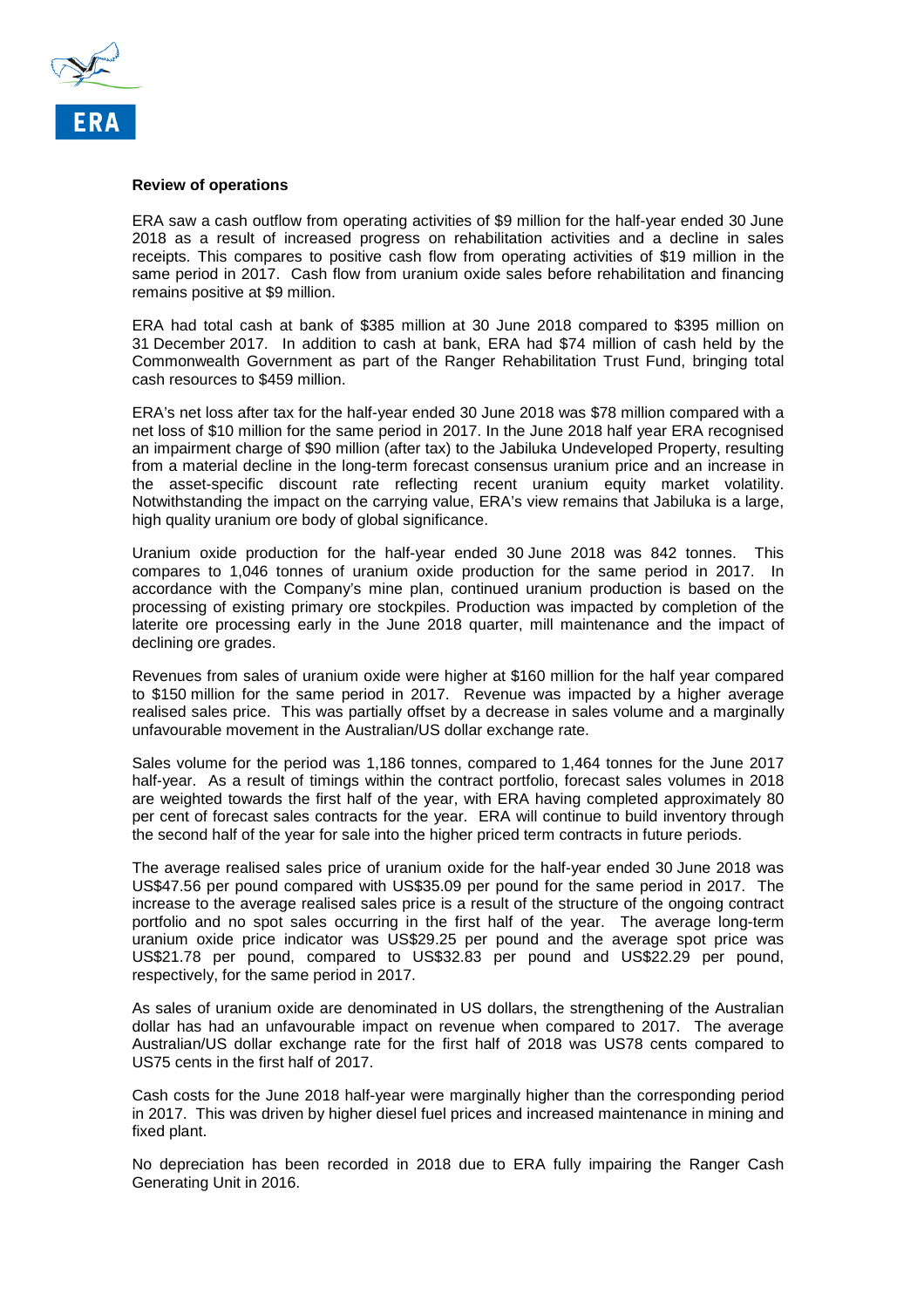**Review of operations**

ERA saw a cash outflow from operating activities of $9 million for the half-year ended 30 June 2018 as a result of increased progress on rehabilitation activities and a decline in sales receipts. This compares to positive cash flow from operating activities of $19 million in the same period in 2017. Cash flow from uranium oxide sales before rehabilitation and financing remains positive at $9 million.

ERA had total cash at bank of $385 million at 30 June 2018 compared to $395 million on 31 December 2017. In addition to cash at bank, ERA had $74 million of cash held by the Commonwealth Government as part of the Ranger Rehabilitation Trust Fund, bringing total cash resources to $459 million.

ERA's net loss after tax for the half-year ended 30 June 2018 was $78 million compared with a net loss of $10 million for the same period in 2017. In the June 2018 half year ERA recognised an impairment charge of $90 million (after tax) to the Jabiluka Undeveloped Property, resulting from a material decline in the long-term forecast consensus uranium price and an increase in the asset-specific discount rate reflecting recent uranium equity market volatility. Notwithstanding the impact on the carrying value, ERA's view remains that Jabiluka is a large, high quality uranium ore body of global significance.

Uranium oxide production for the half-year ended 30 June 2018 was 842 tonnes. This compares to 1,046 tonnes of uranium oxide production for the same period in 2017. In accordance with the Company's mine plan, continued uranium production is based on the processing of existing primary ore stockpiles. Production was impacted by completion of the laterite ore processing early in the June 2018 quarter, mill maintenance and the impact of declining ore grades.

Revenues from sales of uranium oxide were higher at $160 million for the half year compared to $150 million for the same period in 2017. Revenue was impacted by a higher average realised sales price. This was partially offset by a decrease in sales volume and a marginally unfavourable movement in the Australian/US dollar exchange rate.

Sales volume for the period was 1,186 tonnes, compared to 1,464 tonnes for the June 2017 half-year. As a result of timings within the contract portfolio, forecast sales volumes in 2018 are weighted towards the first half of the year, with ERA having completed approximately 80 per cent of forecast sales contracts for the year. ERA will continue to build inventory through the second half of the year for sale into the higher priced term contracts in future periods.

The average realised sales price of uranium oxide for the half-year ended 30 June 2018 was US$47.56 per pound compared with US$35.09 per pound for the same period in 2017. The increase to the average realised sales price is a result of the structure of the ongoing contract portfolio and no spot sales occurring in the first half of the year. The average long-term uranium oxide price indicator was US$29.25 per pound and the average spot price was US$21.78 per pound, compared to US$32.83 per pound and US$22.29 per pound, respectively, for the same period in 2017.

As sales of uranium oxide are denominated in US dollars, the strengthening of the Australian dollar has had an unfavourable impact on revenue when compared to 2017. The average Australian/US dollar exchange rate for the first half of 2018 was US78 cents compared to US75 cents in the first half of 2017.

Cash costs for the June 2018 half-year were marginally higher than the corresponding period in 2017. This was driven by higher diesel fuel prices and increased maintenance in mining and fixed plant.

No depreciation has been recorded in 2018 due to ERA fully impairing the Ranger Cash Generating Unit in 2016.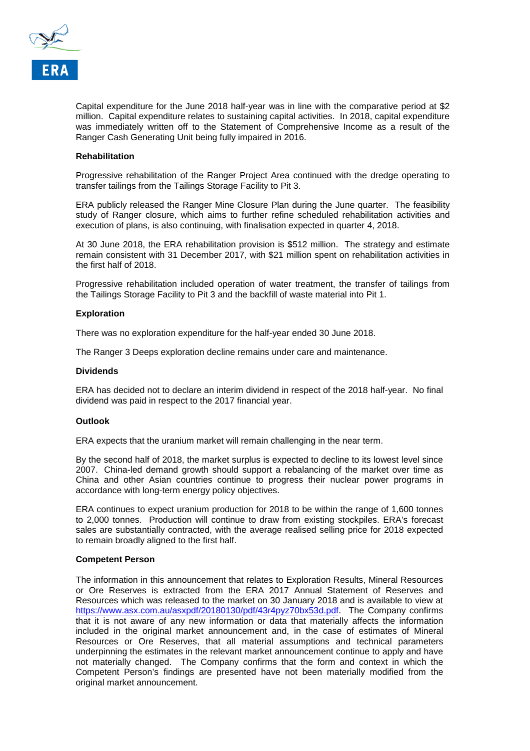Capital expenditure for the June 2018 half-year was in line with the comparative period at $2 million. Capital expenditure relates to sustaining capital activities. In 2018, capital expenditure was immediately written off to the Statement of Comprehensive Income as a result of the Ranger Cash Generating Unit being fully impaired in 2016.

**Rehabilitation**

Progressive rehabilitation of the Ranger Project Area continued with the dredge operating to transfer tailings from the Tailings Storage Facility to Pit 3.

ERA publicly released the Ranger Mine Closure Plan during the June quarter. The feasibility study of Ranger closure, which aims to further refine scheduled rehabilitation activities and execution of plans, is also continuing, with finalisation expected in quarter 4, 2018.

At 30 June 2018, the ERA rehabilitation provision is $512 million. The strategy and estimate remain consistent with 31 December 2017, with $21 million spent on rehabilitation activities in the first half of 2018.

Progressive rehabilitation included operation of water treatment, the transfer of tailings from the Tailings Storage Facility to Pit 3 and the backfill of waste material into Pit 1.

**Exploration**

There was no exploration expenditure for the half-year ended 30 June 2018.

The Ranger 3 Deeps exploration decline remains under care and maintenance.

**Dividends**

ERA has decided not to declare an interim dividend in respect of the 2018 half-year. No final dividend was paid in respect to the 2017 financial year.

**Outlook**

ERA expects that the uranium market will remain challenging in the near term.

By the second half of 2018, the market surplus is expected to decline to its lowest level since 2007. China-led demand growth should support a rebalancing of the market over time as China and other Asian countries continue to progress their nuclear power programs in accordance with long-term energy policy objectives.

ERA continues to expect uranium production for 2018 to be within the range of 1,600 tonnes to 2,000 tonnes. Production will continue to draw from existing stockpiles. ERA's forecast sales are substantially contracted, with the average realised selling price for 2018 expected to remain broadly aligned to the first half.

**Competent Person**

The information in this announcement that relates to Exploration Results, Mineral Resources or Ore Reserves is extracted from the ERA 2017 Annual Statement of Reserves and Resources which was released to the market on 30 January 2018 and is available to view at https://www.asx.com.au/asxpdf/20180130/pdf/43r4pyz70bx53d.pdf. The Company confirms that it is not aware of any new information or data that materially affects the information included in the original market announcement and, in the case of estimates of Mineral Resources or Ore Reserves, that all material assumptions and technical parameters underpinning the estimates in the relevant market announcement continue to apply and have not materially changed. The Company confirms that the form and context in which the Competent Person's findings are presented have not been materially modified from the original market announcement.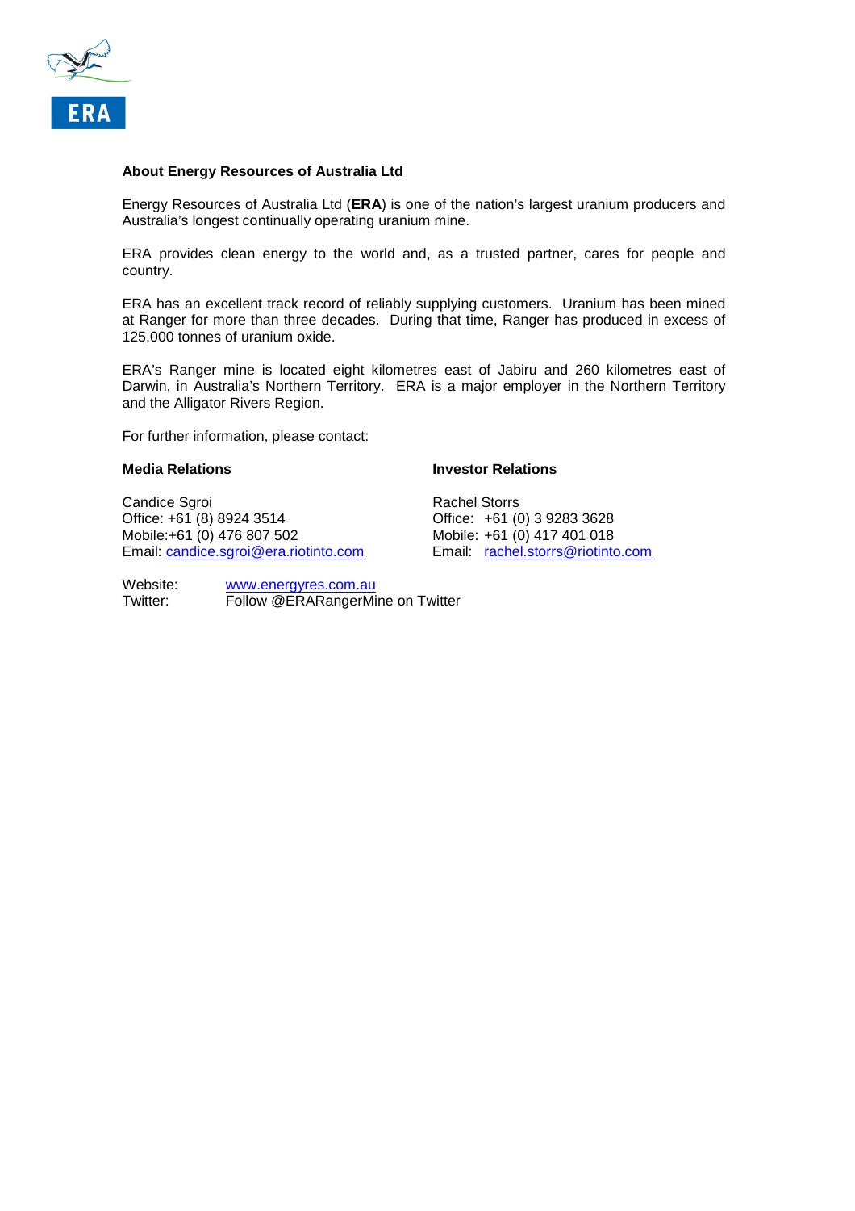## About Energy Resources of Australia Ltd

Energy Resources of Australia Ltd (**ERA**) is one of the nation's largest uranium producers and Australia's longest continually operating uranium mine.

ERA provides clean energy to the world and, as a trusted partner, cares for people and country.

ERA has an excellent track record of reliably supplying customers. Uranium has been mined at Ranger for more than three decades. During that time, Ranger has produced in excess of 125,000 tonnes of uranium oxide.

ERA's Ranger mine is located eight kilometres east of Jabiru and 260 kilometres east of Darwin, in Australia's Northern Territory. ERA is a major employer in the Northern Territory and the Alligator Rivers Region.

For further information, please contact:

**Media Relations**

Candice Sgroi
Office: +61 (8) 8924 3514
Mobile:+61 (0) 476 807 502
Email: candice.sgroi@era.riotinto.com

**Investor Relations**

Rachel Storrs
Office: +61 (0) 3 9283 3628
Mobile: +61 (0) 417 401 018
Email: rachel.storrs@riotinto.com

Website: www.energyres.com.au
Twitter: Follow @ERARangerMine on Twitter